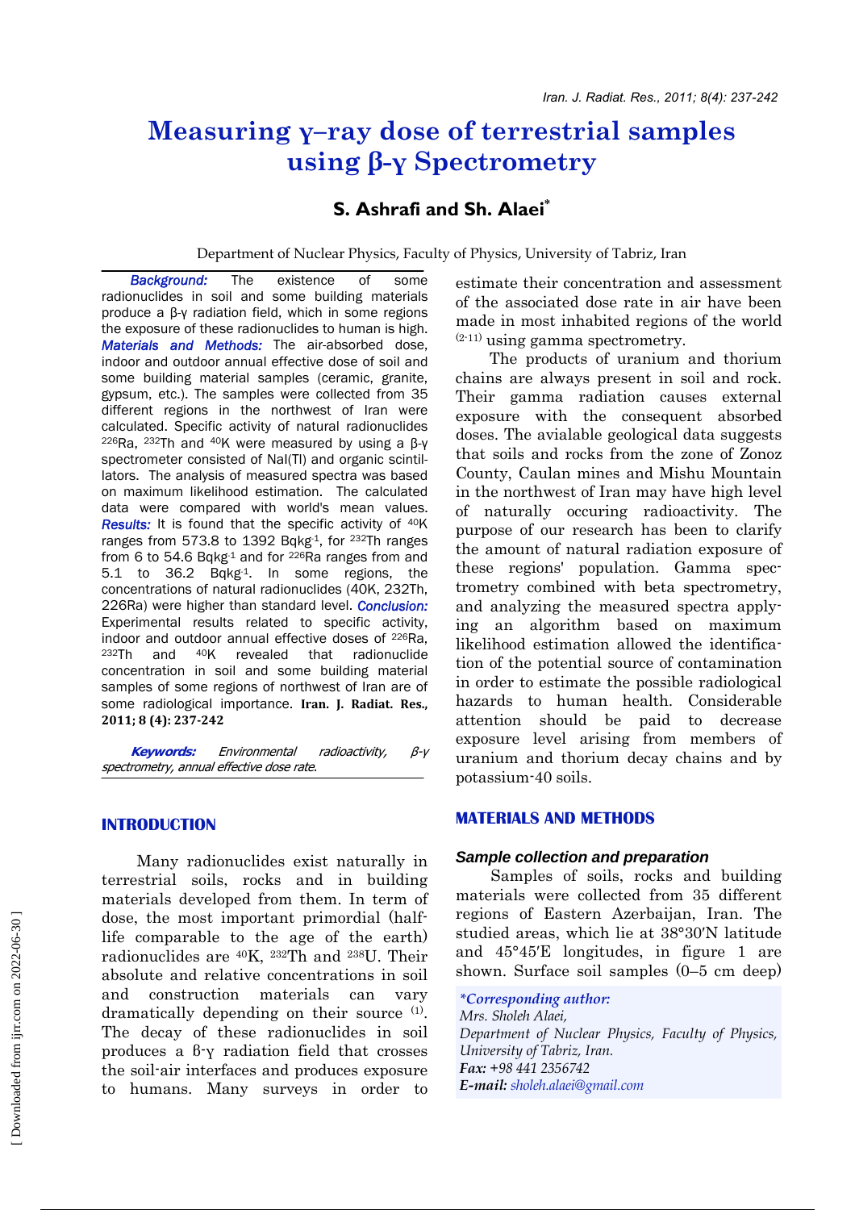# Measuring γ–ray dose of terrestrial samples using β-γ Spectrometry

**S. Ashrafi and Sh. Alaei***

Department of Nuclear Physics, Faculty of Physics, University of Tabriz, Iran

***Background:*** The existence of some radionuclides in soil and some building materials produce a β-γ radiation field, which in some regions the exposure of these radionuclides to human is high. ***Materials and Methods:*** The air-absorbed dose, indoor and outdoor annual effective dose of soil and some building material samples (ceramic, granite, gypsum, etc.). The samples were collected from 35 different regions in the northwest of Iran were calculated. Specific activity of natural radionuclides $^{226}$Ra, $^{232}$Th and $^{40}$K were measured by using a β-γ spectrometer consisted of NaI(Tl) and organic scintillators. The analysis of measured spectra was based on maximum likelihood estimation. The calculated data were compared with world's mean values. ***Results:*** It is found that the specific activity of $^{40}$K ranges from 573.8 to 1392 Bqkg$^{-1}$, for $^{232}$Th ranges from 6 to 54.6 Bqkg$^{-1}$ and for $^{226}$Ra ranges from and 5.1 to 36.2 Bqkg$^{-1}$. In some regions, the concentrations of natural radionuclides (40K, 232Th, 226Ra) were higher than standard level. ***Conclusion:*** Experimental results related to specific activity, indoor and outdoor annual effective doses of $^{226}$Ra, $^{232}$Th and $^{40}$K revealed that radionuclide concentration in soil and some building material samples of some regions of northwest of Iran are of some radiological importance. **Iran. J. Radiat. Res., 2011; 8 (4): 237-242**

***Keywords:*** *Environmental radioactivity, β-γ spectrometry, annual effective dose rate.*

## INTRODUCTION

Many radionuclides exist naturally in terrestrial soils, rocks and in building materials developed from them. In term of dose, the most important primordial (half-life comparable to the age of the earth) radionuclides are $^{40}$K, $^{232}$Th and $^{238}$U. Their absolute and relative concentrations in soil and construction materials can vary dramatically depending on their source [1]. The decay of these radionuclides in soil produces a β-γ radiation field that crosses the soil-air interfaces and produces exposure to humans. Many surveys in order to estimate their concentration and assessment of the associated dose rate in air have been made in most inhabited regions of the world [2-11] using gamma spectrometry.

The products of uranium and thorium chains are always present in soil and rock. Their gamma radiation causes external exposure with the consequent absorbed doses. The avialable geological data suggests that soils and rocks from the zone of Zonoz County, Caulan mines and Mishu Mountain in the northwest of Iran may have high level of naturally occuring radioactivity. The purpose of our research has been to clarify the amount of natural radiation exposure of these regions' population. Gamma spectrometry combined with beta spectrometry, and analyzing the measured spectra applying an algorithm based on maximum likelihood estimation allowed the identification of the potential source of contamination in order to estimate the possible radiological hazards to human health. Considerable attention should be paid to decrease exposure level arising from members of uranium and thorium decay chains and by potassium-40 soils.

## MATERIALS AND METHODS

### *Sample collection and preparation*

Samples of soils, rocks and building materials were collected from 35 different regions of Eastern Azerbaijan, Iran. The studied areas, which lie at 38°30′N latitude and 45°45′E longitudes, in figure 1 are shown. Surface soil samples (0–5 cm deep)

***Corresponding author:***
*Mrs. Sholeh Alaei,*
*Department of Nuclear Physics, Faculty of Physics, University of Tabriz, Iran.*
***Fax:*** *+98 441 2356742*
***E-mail:*** *sholeh.alaei@gmail.com*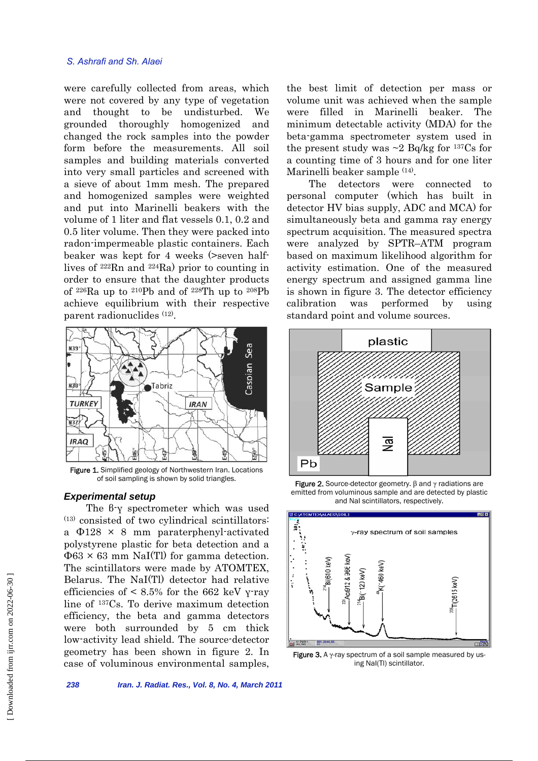were carefully collected from areas, which were not covered by any type of vegetation and thought to be undisturbed. We grounded thoroughly homogenized and changed the rock samples into the powder form before the measurements. All soil samples and building materials converted into very small particles and screened with a sieve of about 1mm mesh. The prepared and homogenized samples were weighted and put into Marinelli beakers with the volume of 1 liter and flat vessels 0.1, 0.2 and 0.5 liter volume. Then they were packed into radon-impermeable plastic containers. Each beaker was kept for 4 weeks (>seven half-lives of $^{222}$Rn and $^{224}$Ra) prior to counting in order to ensure that the daughter products of $^{226}$Ra up to $^{210}$Pb and of $^{228}$Th up to $^{208}$Pb achieve equilibrium with their respective parent radionuclides [12].

Figure 1. Simplified geology of Northwestern Iran. Locations of soil sampling is shown by solid triangles.

### Experimental setup

The β-γ spectrometer which was used [13] consisted of two cylindrical scintillators: a Φ128 × 8 mm paraterphenyl-activated polystyrene plastic for beta detection and a Φ63 × 63 mm NaI(Tl) for gamma detection. The scintillators were made by ATOMTEX, Belarus. The NaI(Tl) detector had relative efficiencies of < 8.5% for the 662 keV γ-ray line of $^{137}$Cs. To derive maximum detection efficiency, the beta and gamma detectors were both surrounded by 5 cm thick low-activity lead shield. The source-detector geometry has been shown in figure 2. In case of voluminous environmental samples, the best limit of detection per mass or volume unit was achieved when the sample were filled in Marinelli beaker. The minimum detectable activity (MDA) for the beta-gamma spectrometer system used in the present study was ~2 Bq/kg for $^{137}$Cs for a counting time of 3 hours and for one liter Marinelli beaker sample [14].

The detectors were connected to personal computer (which has built in detector HV bias supply, ADC and MCA) for simultaneously beta and gamma ray energy spectrum acquisition. The measured spectra were analyzed by SPTR–ATM program based on maximum likelihood algorithm for activity estimation. One of the measured energy spectrum and assigned gamma line is shown in figure 3. The detector efficiency calibration was performed by using standard point and volume sources.

Figure 2. Source-detector geometry. β and γ radiations are emitted from voluminous sample and are detected by plastic and NaI scintillators, respectively.

Figure 3. A γ-ray spectrum of a soil sample measured by using NaI(Tl) scintillator.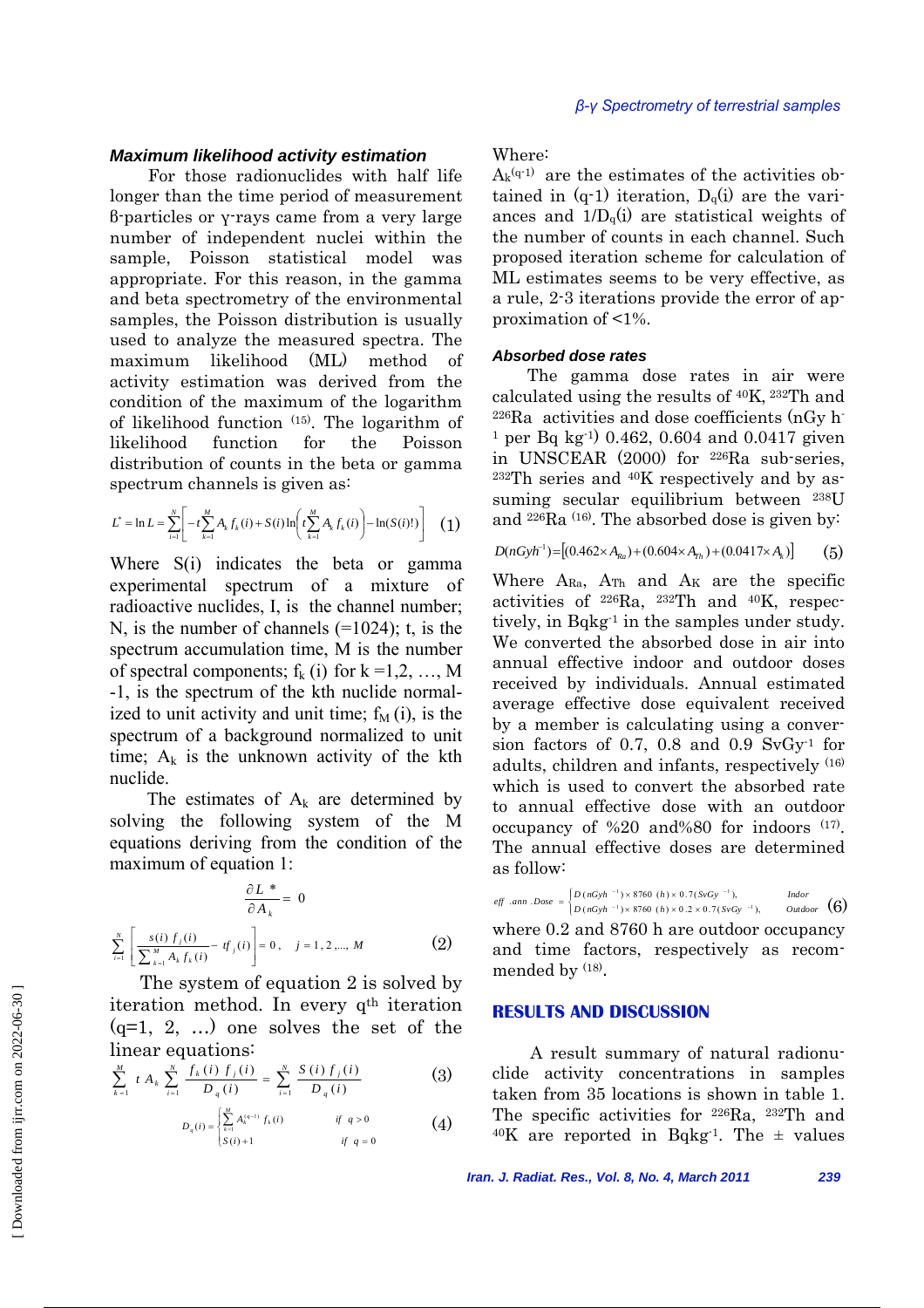### Maximum likelihood activity estimation

For those radionuclides with half life longer than the time period of measurement β-particles or γ-rays came from a very large number of independent nuclei within the sample, Poisson statistical model was appropriate. For this reason, in the gamma and beta spectrometry of the environmental samples, the Poisson distribution is usually used to analyze the measured spectra. The maximum likelihood (ML) method of activity estimation was derived from the condition of the maximum of the logarithm of likelihood function [15]. The logarithm of likelihood function for the Poisson distribution of counts in the beta or gamma spectrum channels is given as:

$$L^* = \ln L = \sum_{i=1}^{N}\left[-t\sum_{k=1}^{M} A_k f_k(i) + S(i)\ln\left(t\sum_{k=1}^{M} A_k f_k(i)\right) - \ln(S(i)!)\right] \quad (1)$$

Where S(i) indicates the beta or gamma experimental spectrum of a mixture of radioactive nuclides, I, is the channel number; N, is the number of channels (=1024); t, is the spectrum accumulation time, M is the number of spectral components; $f_k(i)$ for k =1,2, …, M -1, is the spectrum of the kth nuclide normalized to unit activity and unit time; $f_M(i)$, is the spectrum of a background normalized to unit time; $A_k$ is the unknown activity of the kth nuclide.

The estimates of $A_k$ are determined by solving the following system of the M equations deriving from the condition of the maximum of equation 1:

$$\frac{\partial L^*}{\partial A_k} = 0$$

$$\sum_{i=1}^{N}\left[\frac{s(i)\, f_j(i)}{\sum_{k=1}^{M} A_k f_k(i)} - t f_j(i)\right] = 0, \quad j = 1, 2, ..., M \quad (2)$$

The system of equation 2 is solved by iteration method. In every $q^{th}$ iteration (q=1, 2, …) one solves the set of the linear equations:

$$\sum_{k=1}^{M} t\, A_k \sum_{i=1}^{N} \frac{f_k(i)\, f_j(i)}{D_q(i)} = \sum_{i=1}^{N} \frac{S(i)\, f_j(i)}{D_q(i)} \quad (3)$$

$$D_q(i) = \begin{cases} \sum_{k=1}^{M} A_k^{(q-1)} f_k(i) & if\ q > 0 \\ S(i) + 1 & if\ q = 0 \end{cases} \quad (4)$$

Where:

$A_k^{(q-1)}$ are the estimates of the activities obtained in (q-1) iteration, $D_q(i)$ are the variances and $1/D_q(i)$ are statistical weights of the number of counts in each channel. Such proposed iteration scheme for calculation of ML estimates seems to be very effective, as a rule, 2-3 iterations provide the error of approximation of <1%.

### Absorbed dose rates

The gamma dose rates in air were calculated using the results of $^{40}$K, $^{232}$Th and $^{226}$Ra activities and dose coefficients (nGy h$^{-1}$ per Bq kg$^{-1}$) 0.462, 0.604 and 0.0417 given in UNSCEAR (2000) for $^{226}$Ra sub-series, $^{232}$Th series and $^{40}$K respectively and by assuming secular equilibrium between $^{238}$U and $^{226}$Ra [16]. The absorbed dose is given by:

$$D(nGyh^{-1}) = [(0.462 \times A_{Ra}) + (0.604 \times A_{Th}) + (0.0417 \times A_K)] \quad (5)$$

Where $A_{Ra}$, $A_{Th}$ and $A_K$ are the specific activities of $^{226}$Ra, $^{232}$Th and $^{40}$K, respectively, in Bqkg$^{-1}$ in the samples under study. We converted the absorbed dose in air into annual effective indoor and outdoor doses received by individuals. Annual estimated average effective dose equivalent received by a member is calculating using a conversion factors of 0.7, 0.8 and 0.9 SvGy$^{-1}$ for adults, children and infants, respectively [16] which is used to convert the absorbed rate to annual effective dose with an outdoor occupancy of %20 and%80 for indoors [17]. The annual effective doses are determined as follow:

$$eff.ann.Dose = \begin{cases} D(nGyh^{-1}) \times 8760\ (h) \times 0.7 (SvGy^{-1}), & Indor \\ D(nGyh^{-1}) \times 8760\ (h) \times 0.2 \times 0.7 (SvGy^{-1}), & Outdoor \end{cases} \quad (6)$$

where 0.2 and 8760 h are outdoor occupancy and time factors, respectively as recommended by [18].

## RESULTS AND DISCUSSION

A result summary of natural radionuclide activity concentrations in samples taken from 35 locations is shown in table 1. The specific activities for $^{226}$Ra, $^{232}$Th and $^{40}$K are reported in Bqkg$^{-1}$. The ± values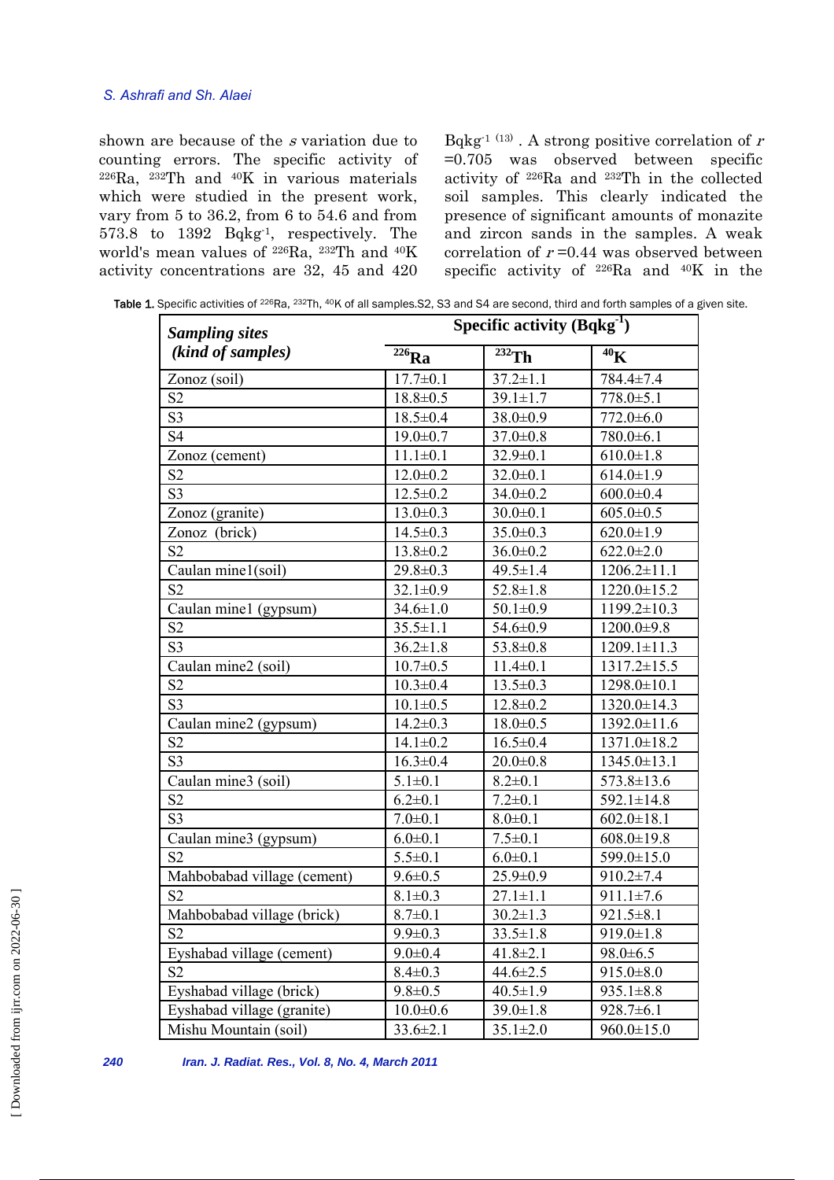shown are because of the *s* variation due to counting errors. The specific activity of $^{226}Ra$, $^{232}Th$ and $^{40}K$ in various materials which were studied in the present work, vary from 5 to 36.2, from 6 to 54.6 and from 573.8 to 1392 $Bqkg^{-1}$, respectively. The world's mean values of $^{226}Ra$, $^{232}Th$ and $^{40}K$ activity concentrations are 32, 45 and 420 $Bqkg^{-1}$ [(13)]. A strong positive correlation of $r$ =0.705 was observed between specific activity of $^{226}Ra$ and $^{232}Th$ in the collected soil samples. This clearly indicated the presence of significant amounts of monazite and zircon sands in the samples. A weak correlation of $r$ =0.44 was observed between specific activity of $^{226}Ra$ and $^{40}K$ in the

**Table 1.** Specific activities of $^{226}Ra$, $^{232}Th$, $^{40}K$ of all samples.S2, S3 and S4 are second, third and forth samples of a given site.

| ***Sampling sites (kind of samples)*** | **Specific activity ($Bqkg^{-1}$)** | | |
|---|---|---|---|
| | **$^{226}Ra$** | **$^{232}Th$** | **$^{40}K$** |
| Zonoz (soil) | 17.7±0.1 | 37.2±1.1 | 784.4±7.4 |
| S2 | 18.8±0.5 | 39.1±1.7 | 778.0±5.1 |
| S3 | 18.5±0.4 | 38.0±0.9 | 772.0±6.0 |
| S4 | 19.0±0.7 | 37.0±0.8 | 780.0±6.1 |
| Zonoz (cement) | 11.1±0.1 | 32.9±0.1 | 610.0±1.8 |
| S2 | 12.0±0.2 | 32.0±0.1 | 614.0±1.9 |
| S3 | 12.5±0.2 | 34.0±0.2 | 600.0±0.4 |
| Zonoz (granite) | 13.0±0.3 | 30.0±0.1 | 605.0±0.5 |
| Zonoz (brick) | 14.5±0.3 | 35.0±0.3 | 620.0±1.9 |
| S2 | 13.8±0.2 | 36.0±0.2 | 622.0±2.0 |
| Caulan mine1(soil) | 29.8±0.3 | 49.5±1.4 | 1206.2±11.1 |
| S2 | 32.1±0.9 | 52.8±1.8 | 1220.0±15.2 |
| Caulan mine1 (gypsum) | 34.6±1.0 | 50.1±0.9 | 1199.2±10.3 |
| S2 | 35.5±1.1 | 54.6±0.9 | 1200.0±9.8 |
| S3 | 36.2±1.8 | 53.8±0.8 | 1209.1±11.3 |
| Caulan mine2 (soil) | 10.7±0.5 | 11.4±0.1 | 1317.2±15.5 |
| S2 | 10.3±0.4 | 13.5±0.3 | 1298.0±10.1 |
| S3 | 10.1±0.5 | 12.8±0.2 | 1320.0±14.3 |
| Caulan mine2 (gypsum) | 14.2±0.3 | 18.0±0.5 | 1392.0±11.6 |
| S2 | 14.1±0.2 | 16.5±0.4 | 1371.0±18.2 |
| S3 | 16.3±0.4 | 20.0±0.8 | 1345.0±13.1 |
| Caulan mine3 (soil) | 5.1±0.1 | 8.2±0.1 | 573.8±13.6 |
| S2 | 6.2±0.1 | 7.2±0.1 | 592.1±14.8 |
| S3 | 7.0±0.1 | 8.0±0.1 | 602.0±18.1 |
| Caulan mine3 (gypsum) | 6.0±0.1 | 7.5±0.1 | 608.0±19.8 |
| S2 | 5.5±0.1 | 6.0±0.1 | 599.0±15.0 |
| Mahbobabad village (cement) | 9.6±0.5 | 25.9±0.9 | 910.2±7.4 |
| S2 | 8.1±0.3 | 27.1±1.1 | 911.1±7.6 |
| Mahbobabad village (brick) | 8.7±0.1 | 30.2±1.3 | 921.5±8.1 |
| S2 | 9.9±0.3 | 33.5±1.8 | 919.0±1.8 |
| Eyshabad village (cement) | 9.0±0.4 | 41.8±2.1 | 98.0±6.5 |
| S2 | 8.4±0.3 | 44.6±2.5 | 915.0±8.0 |
| Eyshabad village (brick) | 9.8±0.5 | 40.5±1.9 | 935.1±8.8 |
| Eyshabad village (granite) | 10.0±0.6 | 39.0±1.8 | 928.7±6.1 |
| Mishu Mountain (soil) | 33.6±2.1 | 35.1±2.0 | 960.0±15.0 |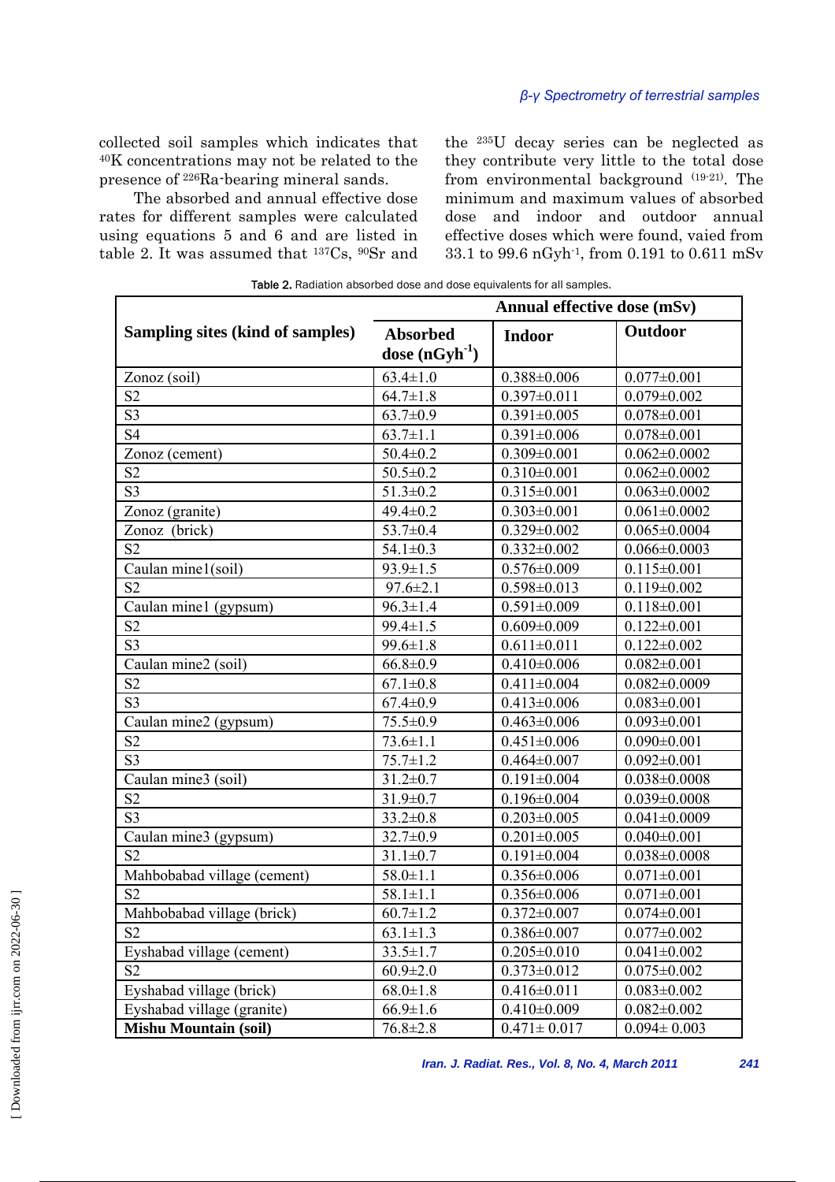collected soil samples which indicates that $^{40}K$ concentrations may not be related to the presence of $^{226}Ra$-bearing mineral sands.

The absorbed and annual effective dose rates for different samples were calculated using equations 5 and 6 and are listed in table 2. It was assumed that $^{137}Cs$, $^{90}Sr$ and the $^{235}U$ decay series can be neglected as they contribute very little to the total dose from environmental background [19-21]. The minimum and maximum values of absorbed dose and indoor and outdoor annual effective doses which were found, vaied from 33.1 to 99.6 nGyh$^{-1}$, from 0.191 to 0.611 mSv

Table 2. Radiation absorbed dose and dose equivalents for all samples.

| Sampling sites (kind of samples) | Absorbed dose (nGyh$^{-1}$) | Annual effective dose (mSv) Indoor | Annual effective dose (mSv) Outdoor |
|---|---|---|---|
| Zonoz (soil) | 63.4±1.0 | 0.388±0.006 | 0.077±0.001 |
| S2 | 64.7±1.8 | 0.397±0.011 | 0.079±0.002 |
| S3 | 63.7±0.9 | 0.391±0.005 | 0.078±0.001 |
| S4 | 63.7±1.1 | 0.391±0.006 | 0.078±0.001 |
| Zonoz (cement) | 50.4±0.2 | 0.309±0.001 | 0.062±0.0002 |
| S2 | 50.5±0.2 | 0.310±0.001 | 0.062±0.0002 |
| S3 | 51.3±0.2 | 0.315±0.001 | 0.063±0.0002 |
| Zonoz (granite) | 49.4±0.2 | 0.303±0.001 | 0.061±0.0002 |
| Zonoz (brick) | 53.7±0.4 | 0.329±0.002 | 0.065±0.0004 |
| S2 | 54.1±0.3 | 0.332±0.002 | 0.066±0.0003 |
| Caulan mine1(soil) | 93.9±1.5 | 0.576±0.009 | 0.115±0.001 |
| S2 | 97.6±2.1 | 0.598±0.013 | 0.119±0.002 |
| Caulan mine1 (gypsum) | 96.3±1.4 | 0.591±0.009 | 0.118±0.001 |
| S2 | 99.4±1.5 | 0.609±0.009 | 0.122±0.001 |
| S3 | 99.6±1.8 | 0.611±0.011 | 0.122±0.002 |
| Caulan mine2 (soil) | 66.8±0.9 | 0.410±0.006 | 0.082±0.001 |
| S2 | 67.1±0.8 | 0.411±0.004 | 0.082±0.0009 |
| S3 | 67.4±0.9 | 0.413±0.006 | 0.083±0.001 |
| Caulan mine2 (gypsum) | 75.5±0.9 | 0.463±0.006 | 0.093±0.001 |
| S2 | 73.6±1.1 | 0.451±0.006 | 0.090±0.001 |
| S3 | 75.7±1.2 | 0.464±0.007 | 0.092±0.001 |
| Caulan mine3 (soil) | 31.2±0.7 | 0.191±0.004 | 0.038±0.0008 |
| S2 | 31.9±0.7 | 0.196±0.004 | 0.039±0.0008 |
| S3 | 33.2±0.8 | 0.203±0.005 | 0.041±0.0009 |
| Caulan mine3 (gypsum) | 32.7±0.9 | 0.201±0.005 | 0.040±0.001 |
| S2 | 31.1±0.7 | 0.191±0.004 | 0.038±0.0008 |
| Mahbobabad village (cement) | 58.0±1.1 | 0.356±0.006 | 0.071±0.001 |
| S2 | 58.1±1.1 | 0.356±0.006 | 0.071±0.001 |
| Mahbobabad village (brick) | 60.7±1.2 | 0.372±0.007 | 0.074±0.001 |
| S2 | 63.1±1.3 | 0.386±0.007 | 0.077±0.002 |
| Eyshabad village (cement) | 33.5±1.7 | 0.205±0.010 | 0.041±0.002 |
| S2 | 60.9±2.0 | 0.373±0.012 | 0.075±0.002 |
| Eyshabad village (brick) | 68.0±1.8 | 0.416±0.011 | 0.083±0.002 |
| Eyshabad village (granite) | 66.9±1.6 | 0.410±0.009 | 0.082±0.002 |
| **Mishu Mountain (soil)** | 76.8±2.8 | 0.471± 0.017 | 0.094± 0.003 |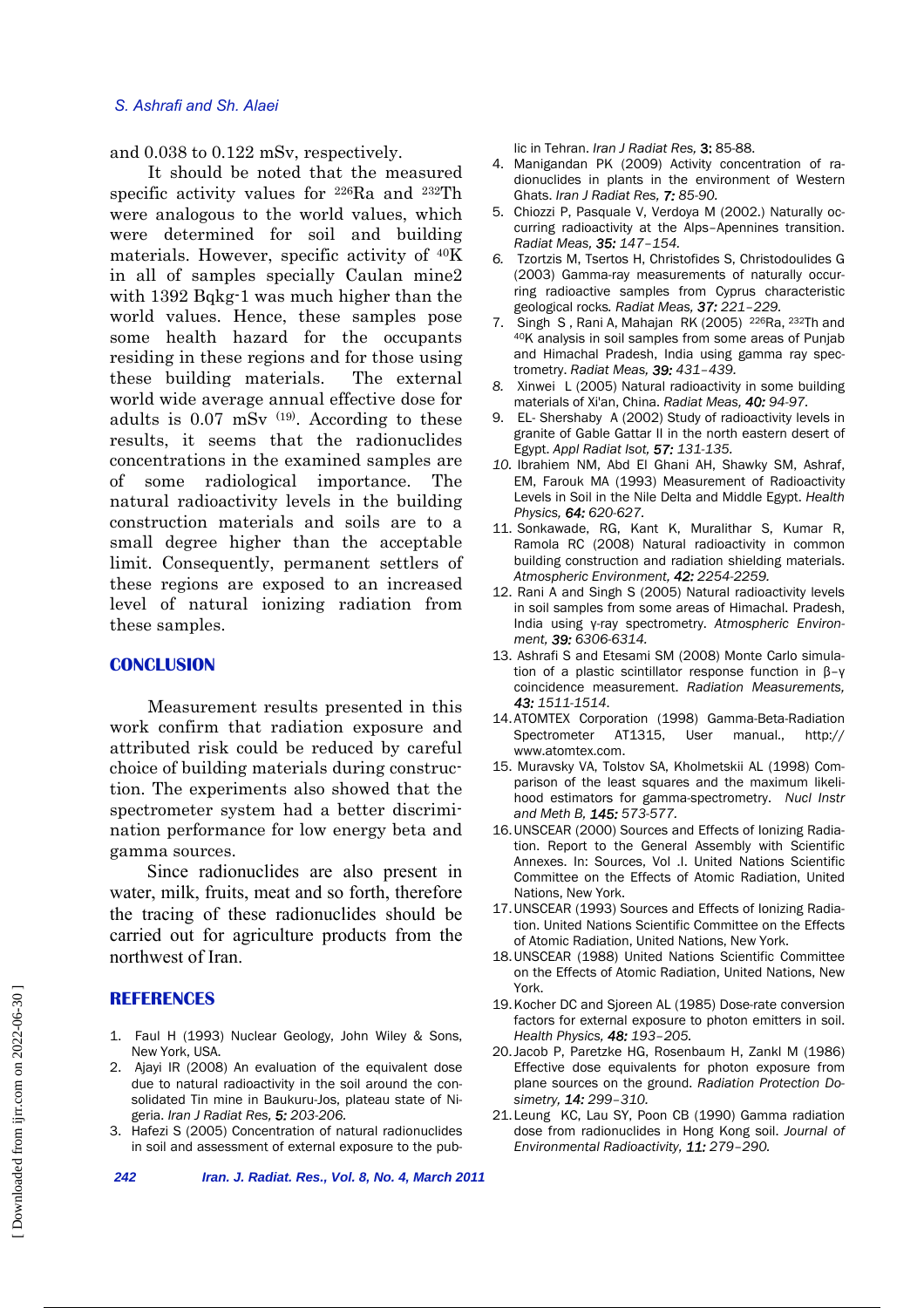and 0.038 to 0.122 mSv, respectively.

It should be noted that the measured specific activity values for $^{226}Ra$ and $^{232}Th$ were analogous to the world values, which were determined for soil and building materials. However, specific activity of $^{40}K$ in all of samples specially Caulan mine2 with 1392 Bqkg-1 was much higher than the world values. Hence, these samples pose some health hazard for the occupants residing in these regions and for those using these building materials. The external world wide average annual effective dose for adults is 0.07 mSv [19]. According to these results, it seems that the radionuclides concentrations in the examined samples are of some radiological importance. The natural radioactivity levels in the building construction materials and soils are to a small degree higher than the acceptable limit. Consequently, permanent settlers of these regions are exposed to an increased level of natural ionizing radiation from these samples.

## CONCLUSION

Measurement results presented in this work confirm that radiation exposure and attributed risk could be reduced by careful choice of building materials during construction. The experiments also showed that the spectrometer system had a better discrimination performance for low energy beta and gamma sources.

Since radionuclides are also present in water, milk, fruits, meat and so forth, therefore the tracing of these radionuclides should be carried out for agriculture products from the northwest of Iran.

## REFERENCES

1. Faul H (1993) Nuclear Geology, John Wiley & Sons, New York, USA.
2. Ajayi IR (2008) An evaluation of the equivalent dose due to natural radioactivity in the soil around the consolidated Tin mine in Baukuru-Jos, plateau state of Nigeria. *Iran J Radiat Res,* ***5:*** *203-206.*
3. Hafezi S (2005) Concentration of natural radionuclides in soil and assessment of external exposure to the public in Tehran. *Iran J Radiat Res,* ***3:*** 85-88.
4. Manigandan PK (2009) Activity concentration of radionuclides in plants in the environment of Western Ghats. *Iran J Radiat Res,* ***7:*** *85-90.*
5. Chiozzi P, Pasquale V, Verdoya M (2002.) Naturally occurring radioactivity at the Alps–Apennines transition. *Radiat Meas,* ***35:*** *147–154.*
6. Tzortzis M, Tsertos H, Christofides S, Christodoulides G (2003) Gamma-ray measurements of naturally occurring radioactive samples from Cyprus characteristic geological rocks. *Radiat Meas,* ***37:*** *221–229.*
7. Singh S , Rani A, Mahajan RK (2005) $^{226}Ra$, $^{232}Th$ and $^{40}K$ analysis in soil samples from some areas of Punjab and Himachal Pradesh, India using gamma ray spectrometry. *Radiat Meas,* ***39:*** *431–439.*
8. Xinwei L (2005) Natural radioactivity in some building materials of Xi'an, China. *Radiat Meas,* ***40:*** *94-97.*
9. EL- Shershaby A (2002) Study of radioactivity levels in granite of Gable Gattar II in the north eastern desert of Egypt. *Appl Radiat Isot,* ***57:*** *131-135.*
10. Ibrahiem NM, Abd El Ghani AH, Shawky SM, Ashraf, EM, Farouk MA (1993) Measurement of Radioactivity Levels in Soil in the Nile Delta and Middle Egypt. *Health Physics,* ***64:*** *620-627.*
11. Sonkawade, RG, Kant K, Muralithar S, Kumar R, Ramola RC (2008) Natural radioactivity in common building construction and radiation shielding materials. *Atmospheric Environment,* ***42:*** *2254-2259.*
12. Rani A and Singh S (2005) Natural radioactivity levels in soil samples from some areas of Himachal. Pradesh, India using γ-ray spectrometry. *Atmospheric Environment,* ***39:*** *6306-6314.*
13. Ashrafi S and Etesami SM (2008) Monte Carlo simulation of a plastic scintillator response function in β–γ coincidence measurement. *Radiation Measurements,* ***43:*** *1511-1514.*
14. ATOMTEX Corporation (1998) Gamma-Beta-Radiation Spectrometer AT1315, User manual., http://www.atomtex.com.
15. Muravsky VA, Tolstov SA, Kholmetskii AL (1998) Comparison of the least squares and the maximum likelihood estimators for gamma-spectrometry. *Nucl Instr and Meth B,* ***145:*** *573-577.*
16. UNSCEAR (2000) Sources and Effects of Ionizing Radiation. Report to the General Assembly with Scientific Annexes. In: Sources, Vol .I. United Nations Scientific Committee on the Effects of Atomic Radiation, United Nations, New York.
17. UNSCEAR (1993) Sources and Effects of Ionizing Radiation. United Nations Scientific Committee on the Effects of Atomic Radiation, United Nations, New York.
18. UNSCEAR (1988) United Nations Scientific Committee on the Effects of Atomic Radiation, United Nations, New York.
19. Kocher DC and Sjoreen AL (1985) Dose-rate conversion factors for external exposure to photon emitters in soil. *Health Physics,* ***48:*** *193–205.*
20. Jacob P, Paretzke HG, Rosenbaum H, Zankl M (1986) Effective dose equivalents for photon exposure from plane sources on the ground. *Radiation Protection Dosimetry,* ***14:*** *299–310.*
21. Leung KC, Lau SY, Poon CB (1990) Gamma radiation dose from radionuclides in Hong Kong soil. *Journal of Environmental Radioactivity,* ***11:*** *279–290.*